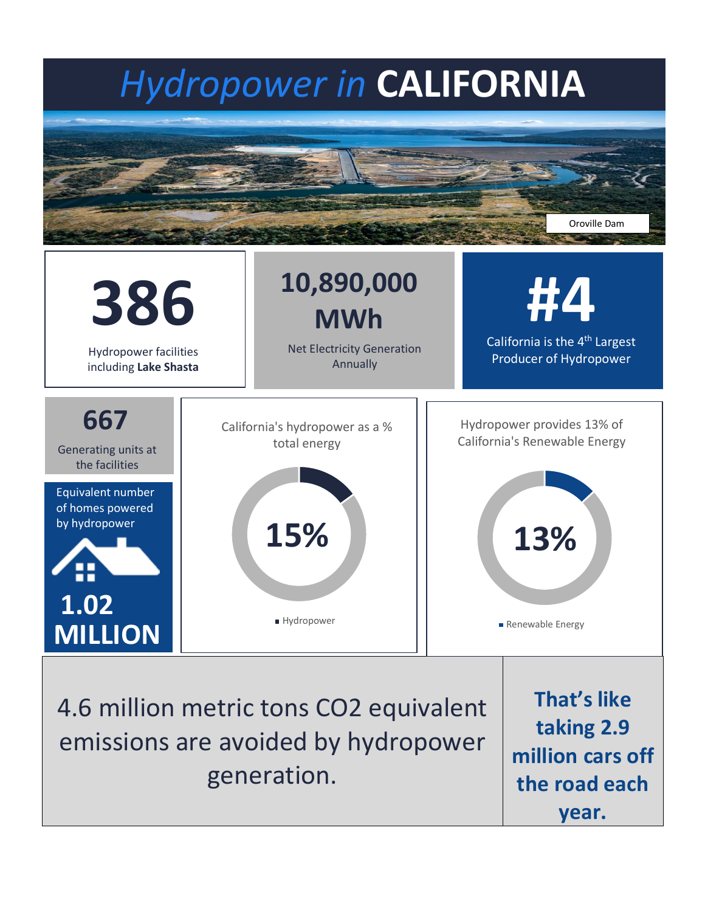# *Hydropower in* **CALIFORNIA**

Oroville Dam

**386**

Hydropower facilities including **Lake Shasta**

**10,890,000 MWh**

Net Electricity Generation Annually

**#4**

California is the 4th Largest Producer of Hydropower

**667**

Generating units at the facilities

Equivalent number of homes powered by hydropower

**1.02 MILLION**

California's hydropower as a % total energy

**15%**

Hydropower

Hydropower provides 13% of California's Renewable Energy

**13%**

Renewable Energy

4.6 million metric tons CO2 equivalent emissions are avoided by hydropower generation.

**That's like taking 2.9 million cars off the road each year.**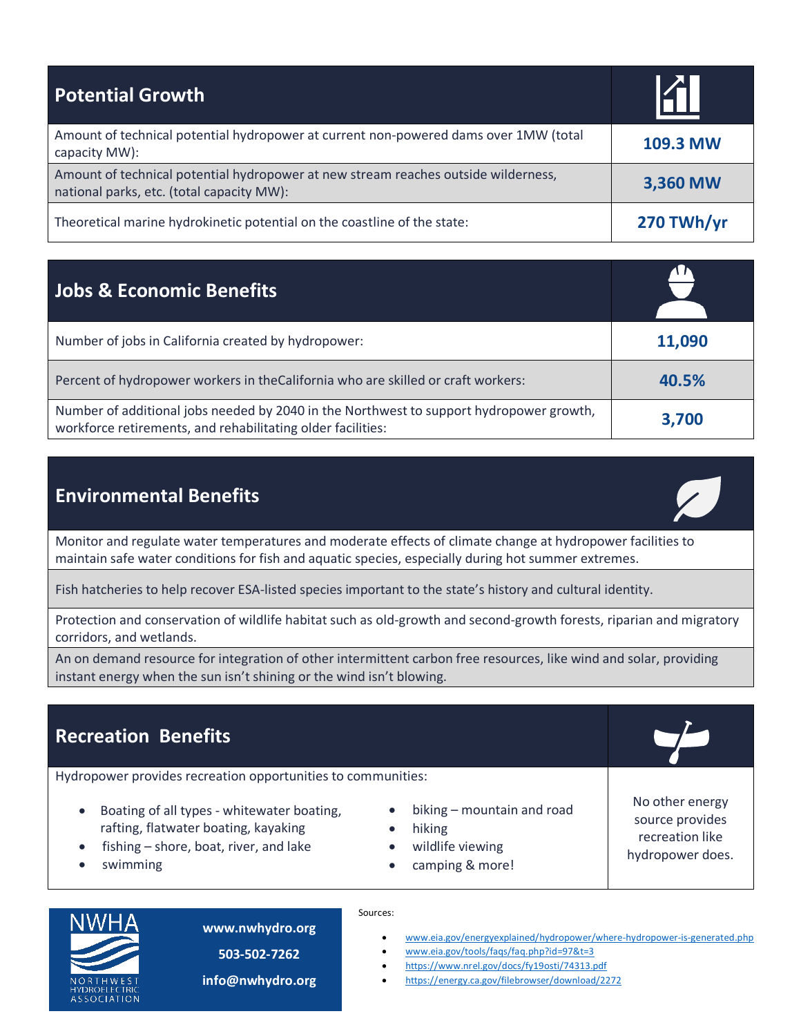## Potential Growth

| | |
|---|---|
| Amount of technical potential hydropower at current non-powered dams over 1MW (total capacity MW): | **109.3 MW** |
| Amount of technical potential hydropower at new stream reaches outside wilderness, national parks, etc. (total capacity MW): | **3,360 MW** |
| Theoretical marine hydrokinetic potential on the coastline of the state: | **270 TWh/yr** |

## Jobs & Economic Benefits

| | |
|---|---|
| Number of jobs in California created by hydropower: | **11,090** |
| Percent of hydropower workers in theCalifornia who are skilled or craft workers: | **40.5%** |
| Number of additional jobs needed by 2040 in the Northwest to support hydropower growth, workforce retirements, and rehabilitating older facilities: | **3,700** |

## Environmental Benefits

Monitor and regulate water temperatures and moderate effects of climate change at hydropower facilities to maintain safe water conditions for fish and aquatic species, especially during hot summer extremes.

Fish hatcheries to help recover ESA-listed species important to the state's history and cultural identity.

Protection and conservation of wildlife habitat such as old-growth and second-growth forests, riparian and migratory corridors, and wetlands.

An on demand resource for integration of other intermittent carbon free resources, like wind and solar, providing instant energy when the sun isn't shining or the wind isn't blowing.

## Recreation Benefits

Hydropower provides recreation opportunities to communities:

- Boating of all types - whitewater boating, rafting, flatwater boating, kayaking
- fishing – shore, boat, river, and lake
- swimming
- biking – mountain and road
- hiking
- wildlife viewing
- camping & more!

No other energy source provides recreation like hydropower does.

NWHA NORTHWEST HYDROELECTRIC ASSOCIATION

**www.nwhydro.org**

**503-502-7262**

**info@nwhydro.org**

Sources:

- www.eia.gov/energyexplained/hydropower/where-hydropower-is-generated.php
- www.eia.gov/tools/faqs/faq.php?id=97&t=3
- https://www.nrel.gov/docs/fy19osti/74313.pdf
- https://energy.ca.gov/filebrowser/download/2272